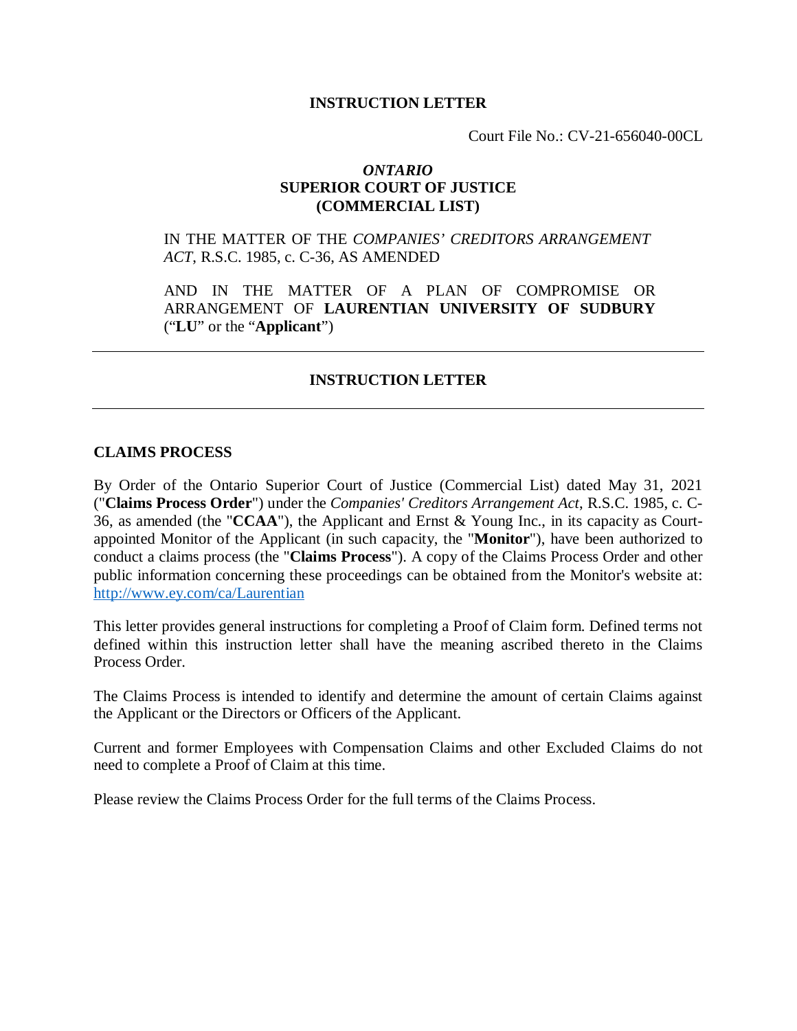**INSTRUCTION LETTER**

Court File No.: CV-21-656040-00CL

***ONTARIO***
**SUPERIOR COURT OF JUSTICE**
**(COMMERCIAL LIST)**

IN THE MATTER OF THE *COMPANIES' CREDITORS ARRANGEMENT ACT*, R.S.C. 1985, c. C-36, AS AMENDED

AND IN THE MATTER OF A PLAN OF COMPROMISE OR ARRANGEMENT OF **LAURENTIAN UNIVERSITY OF SUDBURY** ("**LU**" or the "**Applicant**")

---

**INSTRUCTION LETTER**

---

## CLAIMS PROCESS

By Order of the Ontario Superior Court of Justice (Commercial List) dated May 31, 2021 ("**Claims Process Order**") under the *Companies' Creditors Arrangement Act*, R.S.C. 1985, c. C-36, as amended (the "**CCAA**"), the Applicant and Ernst & Young Inc., in its capacity as Court-appointed Monitor of the Applicant (in such capacity, the "**Monitor**"), have been authorized to conduct a claims process (the "**Claims Process**"). A copy of the Claims Process Order and other public information concerning these proceedings can be obtained from the Monitor's website at: [http://www.ey.com/ca/Laurentian](http://www.ey.com/ca/Laurentian)

This letter provides general instructions for completing a Proof of Claim form. Defined terms not defined within this instruction letter shall have the meaning ascribed thereto in the Claims Process Order.

The Claims Process is intended to identify and determine the amount of certain Claims against the Applicant or the Directors or Officers of the Applicant.

Current and former Employees with Compensation Claims and other Excluded Claims do not need to complete a Proof of Claim at this time.

Please review the Claims Process Order for the full terms of the Claims Process.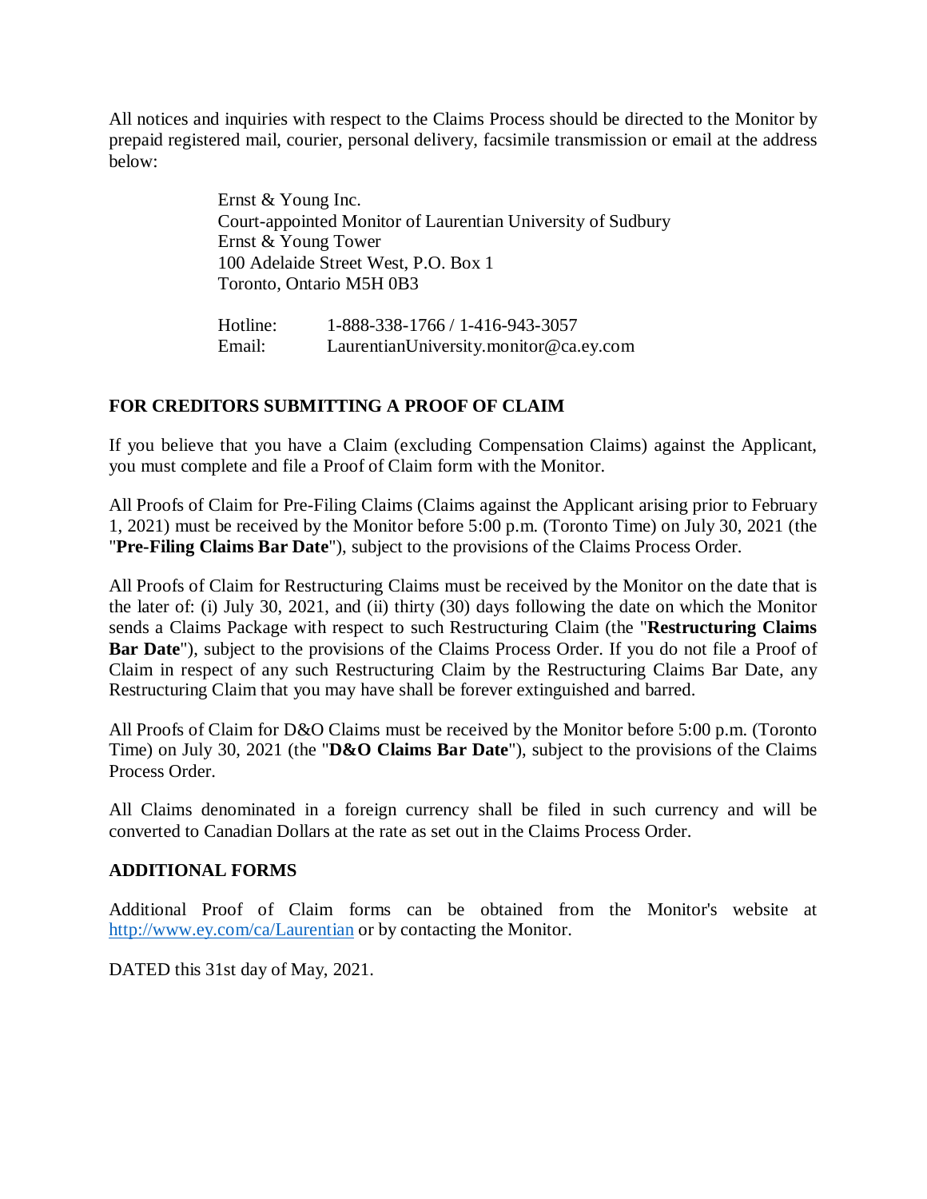All notices and inquiries with respect to the Claims Process should be directed to the Monitor by prepaid registered mail, courier, personal delivery, facsimile transmission or email at the address below:

> Ernst & Young Inc.
> Court-appointed Monitor of Laurentian University of Sudbury
> Ernst & Young Tower
> 100 Adelaide Street West, P.O. Box 1
> Toronto, Ontario M5H 0B3
>
> Hotline: 1-888-338-1766 / 1-416-943-3057
> Email: LaurentianUniversity.monitor@ca.ey.com

## FOR CREDITORS SUBMITTING A PROOF OF CLAIM

If you believe that you have a Claim (excluding Compensation Claims) against the Applicant, you must complete and file a Proof of Claim form with the Monitor.

All Proofs of Claim for Pre-Filing Claims (Claims against the Applicant arising prior to February 1, 2021) must be received by the Monitor before 5:00 p.m. (Toronto Time) on July 30, 2021 (the "**Pre-Filing Claims Bar Date**"), subject to the provisions of the Claims Process Order.

All Proofs of Claim for Restructuring Claims must be received by the Monitor on the date that is the later of: (i) July 30, 2021, and (ii) thirty (30) days following the date on which the Monitor sends a Claims Package with respect to such Restructuring Claim (the "**Restructuring Claims Bar Date**"), subject to the provisions of the Claims Process Order. If you do not file a Proof of Claim in respect of any such Restructuring Claim by the Restructuring Claims Bar Date, any Restructuring Claim that you may have shall be forever extinguished and barred.

All Proofs of Claim for D&O Claims must be received by the Monitor before 5:00 p.m. (Toronto Time) on July 30, 2021 (the "**D&O Claims Bar Date**"), subject to the provisions of the Claims Process Order.

All Claims denominated in a foreign currency shall be filed in such currency and will be converted to Canadian Dollars at the rate as set out in the Claims Process Order.

## ADDITIONAL FORMS

Additional Proof of Claim forms can be obtained from the Monitor's website at http://www.ey.com/ca/Laurentian or by contacting the Monitor.

DATED this 31st day of May, 2021.